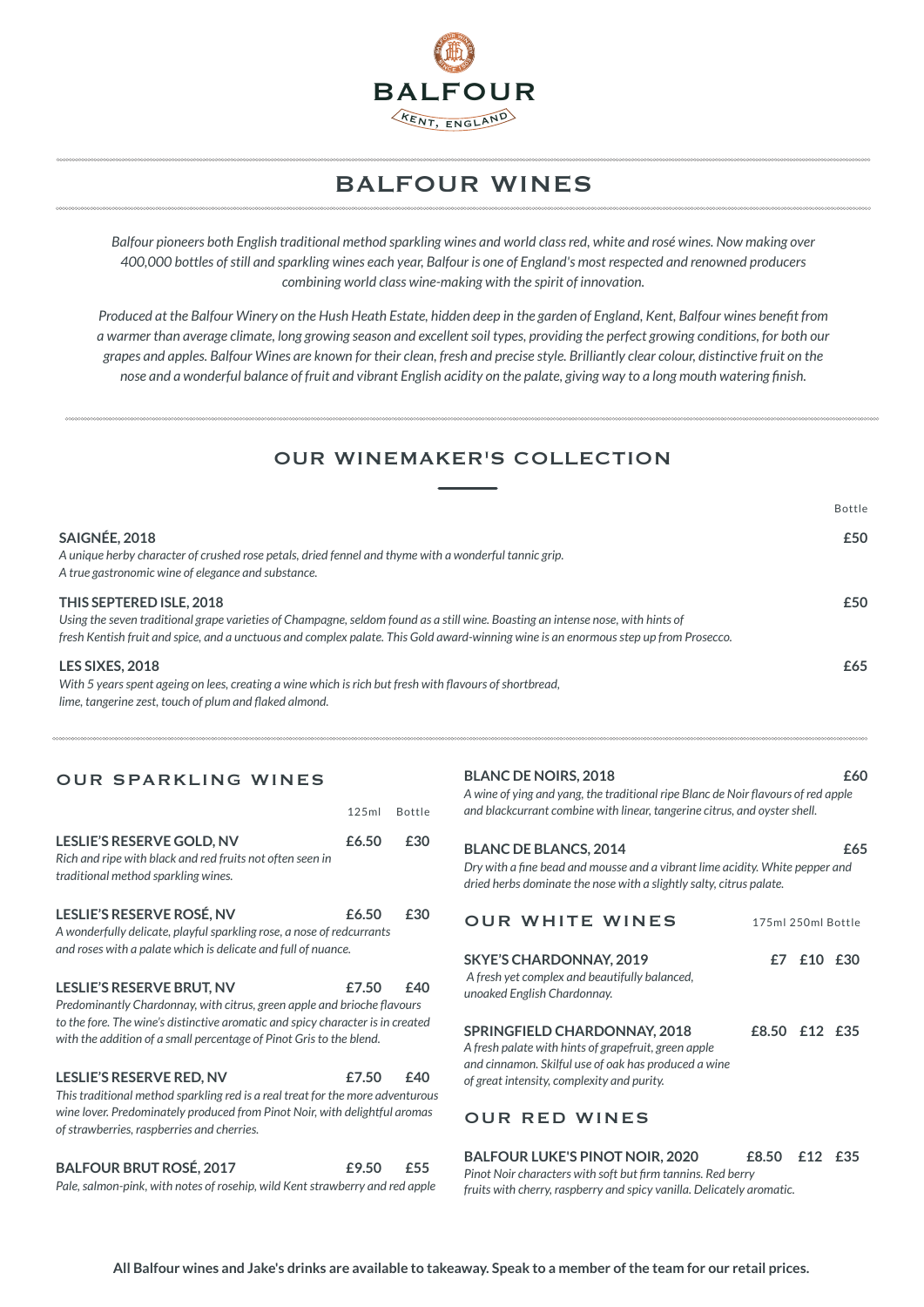# BALFOUR

KENT, ENGLAND

## BALFOUR WINES

*Balfour pioneers both English traditional method sparkling wines and world class red, white and rosé wines. Now making over 400,000 bottles of still and sparkling wines each year, Balfour is one of England's most respected and renowned producers combining world class wine-making with the spirit of innovation.*

*Produced at the Balfour Winery on the Hush Heath Estate, hidden deep in the garden of England, Kent, Balfour wines benefit from a warmer than average climate, long growing season and excellent soil types, providing the perfect growing conditions, for both our grapes and apples. Balfour Wines are known for their clean, fresh and precise style. Brilliantly clear colour, distinctive fruit on the nose and a wonderful balance of fruit and vibrant English acidity on the palate, giving way to a long mouth watering finish.*

## OUR WINEMAKER'S COLLECTION

| | Bottle |
|---|---|
| **SAIGNÉE, 2018**<br>*A unique herby character of crushed rose petals, dried fennel and thyme with a wonderful tannic grip. A true gastronomic wine of elegance and substance.* | **£50** |
| **THIS SEPTERED ISLE, 2018**<br>*Using the seven traditional grape varieties of Champagne, seldom found as a still wine. Boasting an intense nose, with hints of fresh Kentish fruit and spice, and a unctuous and complex palate. This Gold award-winning wine is an enormous step up from Prosecco.* | **£50** |
| **LES SIXES, 2018**<br>*With 5 years spent ageing on lees, creating a wine which is rich but fresh with flavours of shortbread, lime, tangerine zest, touch of plum and flaked almond.* | **£65** |

## OUR SPARKLING WINES

| | 125ml | Bottle |
|---|---|---|
| **LESLIE'S RESERVE GOLD, NV**<br>*Rich and ripe with black and red fruits not often seen in traditional method sparkling wines.* | **£6.50** | **£30** |
| **LESLIE'S RESERVE ROSÉ, NV**<br>*A wonderfully delicate, playful sparkling rose, a nose of redcurrants and roses with a palate which is delicate and full of nuance.* | **£6.50** | **£30** |
| **LESLIE'S RESERVE BRUT, NV**<br>*Predominantly Chardonnay, with citrus, green apple and brioche flavours to the fore. The wine's distinctive aromatic and spicy character is in created with the addition of a small percentage of Pinot Gris to the blend.* | **£7.50** | **£40** |
| **LESLIE'S RESERVE RED, NV**<br>*This traditional method sparkling red is a real treat for the more adventurous wine lover. Predominately produced from Pinot Noir, with delightful aromas of strawberries, raspberries and cherries.* | **£7.50** | **£40** |
| **BALFOUR BRUT ROSÉ, 2017**<br>*Pale, salmon-pink, with notes of rosehip, wild Kent strawberry and red apple* | **£9.50** | **£55** |
| **BLANC DE NOIRS, 2018**<br>*A wine of ying and yang, the traditional ripe Blanc de Noir flavours of red apple and blackcurrant combine with linear, tangerine citrus, and oyster shell.* | | **£60** |
| **BLANC DE BLANCS, 2014**<br>*Dry with a fine bead and mousse and a vibrant lime acidity. White pepper and dried herbs dominate the nose with a slightly salty, citrus palate.* | | **£65** |

## OUR WHITE WINES

| | 175ml | 250ml | Bottle |
|---|---|---|---|
| **SKYE'S CHARDONNAY, 2019**<br>*A fresh yet complex and beautifully balanced, unoaked English Chardonnay.* | **£7** | **£10** | **£30** |
| **SPRINGFIELD CHARDONNAY, 2018**<br>*A fresh palate with hints of grapefruit, green apple and cinnamon. Skilful use of oak has produced a wine of great intensity, complexity and purity.* | **£8.50** | **£12** | **£35** |

## OUR RED WINES

| | 175ml | 250ml | Bottle |
|---|---|---|---|
| **BALFOUR LUKE'S PINOT NOIR, 2020**<br>*Pinot Noir characters with soft but firm tannins. Red berry fruits with cherry, raspberry and spicy vanilla. Delicately aromatic.* | **£8.50** | **£12** | **£35** |

**All Balfour wines and Jake's drinks are available to takeaway. Speak to a member of the team for our retail prices.**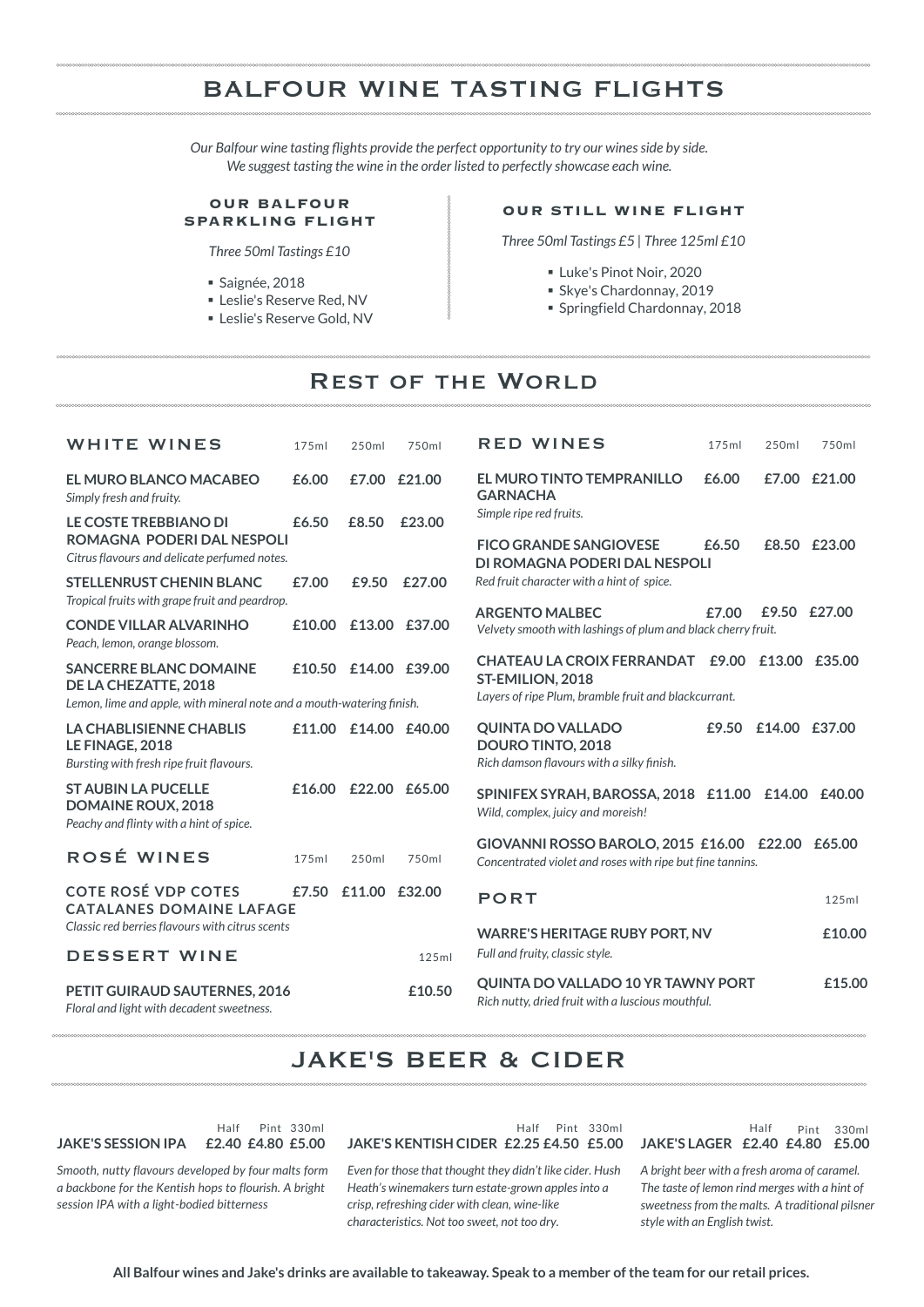# BALFOUR WINE TASTING FLIGHTS

*Our Balfour wine tasting flights provide the perfect opportunity to try our wines side by side. We suggest tasting the wine in the order listed to perfectly showcase each wine.*

### OUR BALFOUR SPARKLING FLIGHT

*Three 50ml Tastings £10*

- Saignée, 2018
- Leslie's Reserve Red, NV
- Leslie's Reserve Gold, NV

### OUR STILL WINE FLIGHT

*Three 50ml Tastings £5 | Three 125ml £10*

- Luke's Pinot Noir, 2020
- Skye's Chardonnay, 2019
- Springfield Chardonnay, 2018

# Rest of the World

## WHITE WINES

| WHITE WINES | 175ml | 250ml | 750ml |
|---|---|---|---|
| **EL MURO BLANCO MACABEO**<br>*Simply fresh and fruity.* | £6.00 | £7.00 | £21.00 |
| **LE COSTE TREBBIANO DI ROMAGNA PODERI DAL NESPOLI**<br>*Citrus flavours and delicate perfumed notes.* | £6.50 | £8.50 | £23.00 |
| **STELLENRUST CHENIN BLANC**<br>*Tropical fruits with grape fruit and peardrop.* | £7.00 | £9.50 | £27.00 |
| **CONDE VILLAR ALVARINHO**<br>*Peach, lemon, orange blossom.* | £10.00 | £13.00 | £37.00 |
| **SANCERRE BLANC DOMAINE DE LA CHEZATTE, 2018**<br>*Lemon, lime and apple, with mineral note and a mouth-watering finish.* | £10.50 | £14.00 | £39.00 |
| **LA CHABLISIENNE CHABLIS LE FINAGE, 2018**<br>*Bursting with fresh ripe fruit flavours.* | £11.00 | £14.00 | £40.00 |
| **ST AUBIN LA PUCELLE DOMAINE ROUX, 2018**<br>*Peachy and flinty with a hint of spice.* | £16.00 | £22.00 | £65.00 |

## ROSÉ WINES

| ROSÉ WINES | 175ml | 250ml | 750ml |
|---|---|---|---|
| **COTE ROSÉ VDP COTES CATALANES DOMAINE LAFAGE**<br>*Classic red berries flavours with citrus scents* | £7.50 | £11.00 | £32.00 |

## DESSERT WINE

| DESSERT WINE | 125ml |
|---|---|
| **PETIT GUIRAUD SAUTERNES, 2016**<br>*Floral and light with decadent sweetness.* | £10.50 |

## RED WINES

| RED WINES | 175ml | 250ml | 750ml |
|---|---|---|---|
| **EL MURO TINTO TEMPRANILLO GARNACHA**<br>*Simple ripe red fruits.* | £6.00 | £7.00 | £21.00 |
| **FICO GRANDE SANGIOVESE DI ROMAGNA PODERI DAL NESPOLI**<br>*Red fruit character with a hint of spice.* | £6.50 | £8.50 | £23.00 |
| **ARGENTO MALBEC**<br>*Velvety smooth with lashings of plum and black cherry fruit.* | £7.00 | £9.50 | £27.00 |
| **CHATEAU LA CROIX FERRANDAT ST-EMILION, 2018**<br>*Layers of ripe Plum, bramble fruit and blackcurrant.* | £9.00 | £13.00 | £35.00 |
| **QUINTA DO VALLADO DOURO TINTO, 2018**<br>*Rich damson flavours with a silky finish.* | £9.50 | £14.00 | £37.00 |
| **SPINIFEX SYRAH, BAROSSA, 2018**<br>*Wild, complex, juicy and moreish!* | £11.00 | £14.00 | £40.00 |
| **GIOVANNI ROSSO BAROLO, 2015**<br>*Concentrated violet and roses with ripe but fine tannins.* | £16.00 | £22.00 | £65.00 |

## PORT

| PORT | 125ml |
|---|---|
| **WARRE'S HERITAGE RUBY PORT, NV**<br>*Full and fruity, classic style.* | £10.00 |
| **QUINTA DO VALLADO 10 YR TAWNY PORT**<br>*Rich nutty, dried fruit with a luscious mouthful.* | £15.00 |

# JAKE'S BEER & CIDER

| | Half | Pint | 330ml |
|---|---|---|---|
| **JAKE'S SESSION IPA** | £2.40 | £4.80 | £5.00 |
| **JAKE'S KENTISH CIDER** | £2.25 | £4.50 | £5.00 |
| **JAKE'S LAGER** | £2.40 | £4.80 | £5.00 |

**JAKE'S SESSION IPA** – *Smooth, nutty flavours developed by four malts form a backbone for the Kentish hops to flourish. A bright session IPA with a light-bodied bitterness*

**JAKE'S KENTISH CIDER** – *Even for those that thought they didn't like cider. Hush Heath's winemakers turn estate-grown apples into a crisp, refreshing cider with clean, wine-like characteristics. Not too sweet, not too dry.*

**JAKE'S LAGER** – *A bright beer with a fresh aroma of caramel. The taste of lemon rind merges with a hint of sweetness from the malts. A traditional pilsner style with an English twist.*

**All Balfour wines and Jake's drinks are available to takeaway. Speak to a member of the team for our retail prices.**